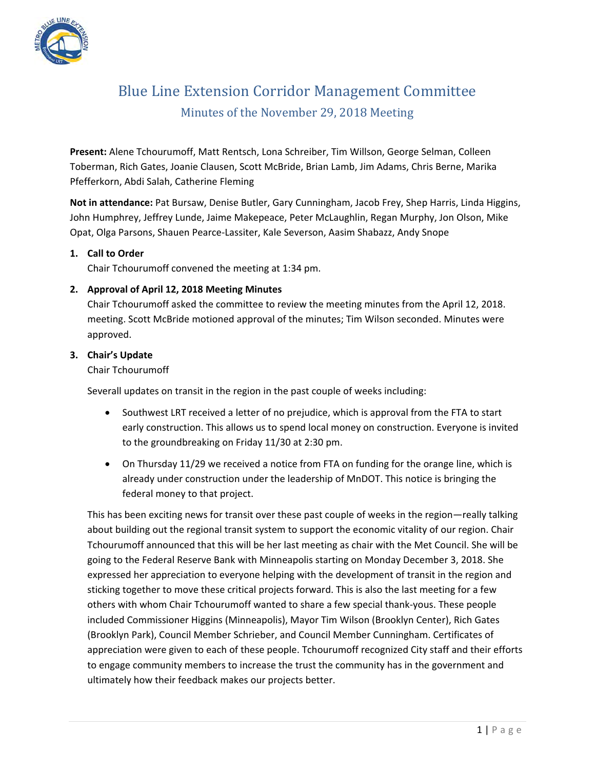# Blue Line Extension Corridor Management Committee

## Minutes of the November 29, 2018 Meeting

**Present:** Alene Tchourumoff, Matt Rentsch, Lona Schreiber, Tim Willson, George Selman, Colleen Toberman, Rich Gates, Joanie Clausen, Scott McBride, Brian Lamb, Jim Adams, Chris Berne, Marika Pfefferkorn, Abdi Salah, Catherine Fleming

**Not in attendance:** Pat Bursaw, Denise Butler, Gary Cunningham, Jacob Frey, Shep Harris, Linda Higgins, John Humphrey, Jeffrey Lunde, Jaime Makepeace, Peter McLaughlin, Regan Murphy, Jon Olson, Mike Opat, Olga Parsons, Shauen Pearce-Lassiter, Kale Severson, Aasim Shabazz, Andy Snope

1. **Call to Order**

   Chair Tchourumoff convened the meeting at 1:34 pm.

2. **Approval of April 12, 2018 Meeting Minutes**

   Chair Tchourumoff asked the committee to review the meeting minutes from the April 12, 2018. meeting. Scott McBride motioned approval of the minutes; Tim Wilson seconded. Minutes were approved.

3. **Chair's Update**

   Chair Tchourumoff

   Severall updates on transit in the region in the past couple of weeks including:

   - Southwest LRT received a letter of no prejudice, which is approval from the FTA to start early construction. This allows us to spend local money on construction. Everyone is invited to the groundbreaking on Friday 11/30 at 2:30 pm.
   - On Thursday 11/29 we received a notice from FTA on funding for the orange line, which is already under construction under the leadership of MnDOT. This notice is bringing the federal money to that project.

   This has been exciting news for transit over these past couple of weeks in the region—really talking about building out the regional transit system to support the economic vitality of our region. Chair Tchourumoff announced that this will be her last meeting as chair with the Met Council. She will be going to the Federal Reserve Bank with Minneapolis starting on Monday December 3, 2018. She expressed her appreciation to everyone helping with the development of transit in the region and sticking together to move these critical projects forward. This is also the last meeting for a few others with whom Chair Tchourumoff wanted to share a few special thank-yous. These people included Commissioner Higgins (Minneapolis), Mayor Tim Wilson (Brooklyn Center), Rich Gates (Brooklyn Park), Council Member Schrieber, and Council Member Cunningham. Certificates of appreciation were given to each of these people. Tchourumoff recognized City staff and their efforts to engage community members to increase the trust the community has in the government and ultimately how their feedback makes our projects better.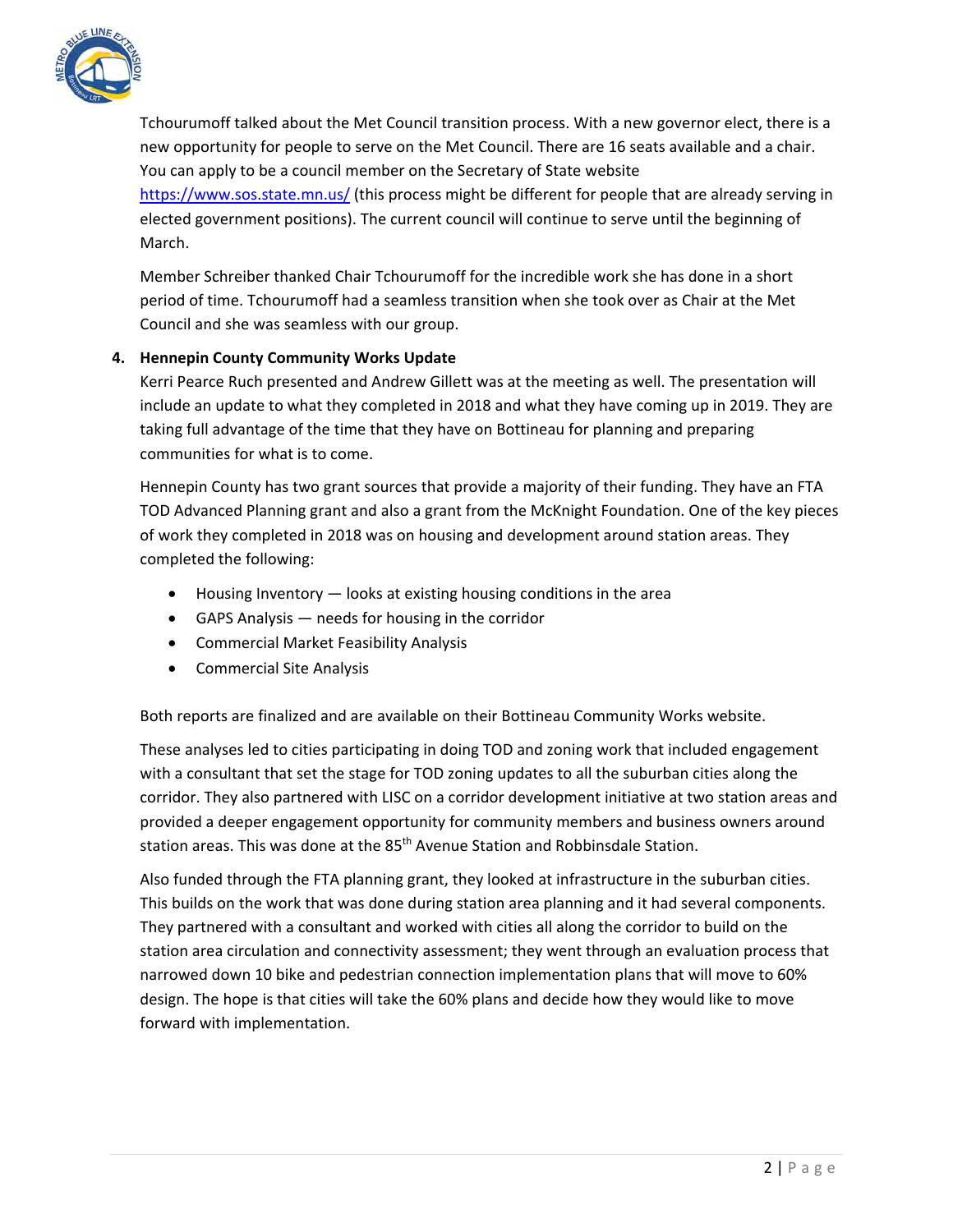Tchourumoff talked about the Met Council transition process. With a new governor elect, there is a new opportunity for people to serve on the Met Council. There are 16 seats available and a chair. You can apply to be a council member on the Secretary of State website https://www.sos.state.mn.us/ (this process might be different for people that are already serving in elected government positions). The current council will continue to serve until the beginning of March.

Member Schreiber thanked Chair Tchourumoff for the incredible work she has done in a short period of time. Tchourumoff had a seamless transition when she took over as Chair at the Met Council and she was seamless with our group.

**4. Hennepin County Community Works Update**

Kerri Pearce Ruch presented and Andrew Gillett was at the meeting as well. The presentation will include an update to what they completed in 2018 and what they have coming up in 2019. They are taking full advantage of the time that they have on Bottineau for planning and preparing communities for what is to come.

Hennepin County has two grant sources that provide a majority of their funding. They have an FTA TOD Advanced Planning grant and also a grant from the McKnight Foundation. One of the key pieces of work they completed in 2018 was on housing and development around station areas. They completed the following:

- Housing Inventory — looks at existing housing conditions in the area
- GAPS Analysis — needs for housing in the corridor
- Commercial Market Feasibility Analysis
- Commercial Site Analysis

Both reports are finalized and are available on their Bottineau Community Works website.

These analyses led to cities participating in doing TOD and zoning work that included engagement with a consultant that set the stage for TOD zoning updates to all the suburban cities along the corridor. They also partnered with LISC on a corridor development initiative at two station areas and provided a deeper engagement opportunity for community members and business owners around station areas. This was done at the 85th Avenue Station and Robbinsdale Station.

Also funded through the FTA planning grant, they looked at infrastructure in the suburban cities. This builds on the work that was done during station area planning and it had several components. They partnered with a consultant and worked with cities all along the corridor to build on the station area circulation and connectivity assessment; they went through an evaluation process that narrowed down 10 bike and pedestrian connection implementation plans that will move to 60% design. The hope is that cities will take the 60% plans and decide how they would like to move forward with implementation.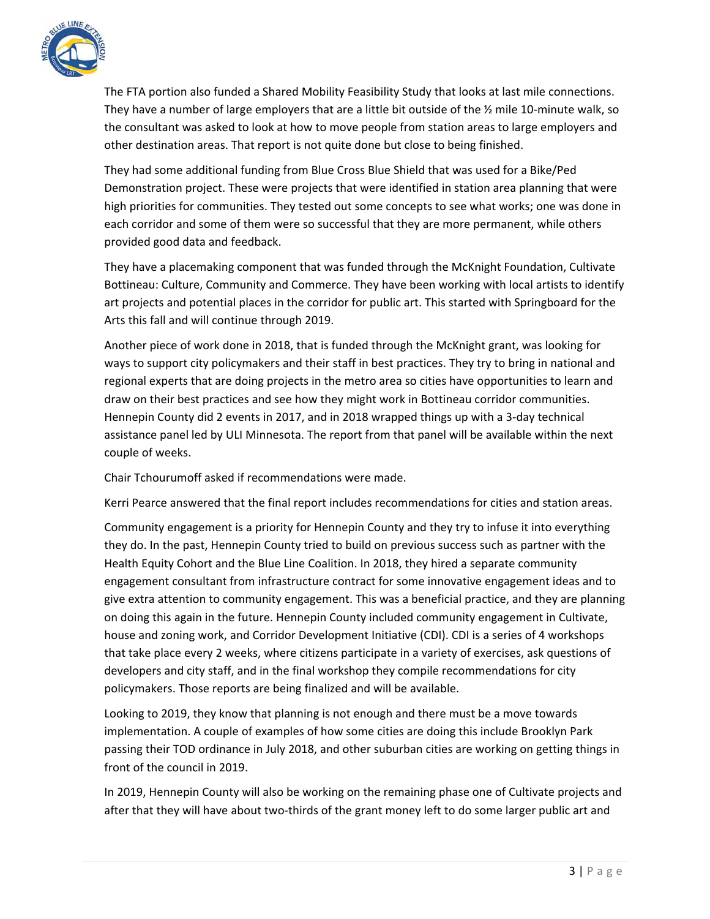The FTA portion also funded a Shared Mobility Feasibility Study that looks at last mile connections. They have a number of large employers that are a little bit outside of the ½ mile 10-minute walk, so the consultant was asked to look at how to move people from station areas to large employers and other destination areas. That report is not quite done but close to being finished.

They had some additional funding from Blue Cross Blue Shield that was used for a Bike/Ped Demonstration project. These were projects that were identified in station area planning that were high priorities for communities. They tested out some concepts to see what works; one was done in each corridor and some of them were so successful that they are more permanent, while others provided good data and feedback.

They have a placemaking component that was funded through the McKnight Foundation, Cultivate Bottineau: Culture, Community and Commerce. They have been working with local artists to identify art projects and potential places in the corridor for public art. This started with Springboard for the Arts this fall and will continue through 2019.

Another piece of work done in 2018, that is funded through the McKnight grant, was looking for ways to support city policymakers and their staff in best practices. They try to bring in national and regional experts that are doing projects in the metro area so cities have opportunities to learn and draw on their best practices and see how they might work in Bottineau corridor communities. Hennepin County did 2 events in 2017, and in 2018 wrapped things up with a 3-day technical assistance panel led by ULI Minnesota. The report from that panel will be available within the next couple of weeks.

Chair Tchourumoff asked if recommendations were made.

Kerri Pearce answered that the final report includes recommendations for cities and station areas.

Community engagement is a priority for Hennepin County and they try to infuse it into everything they do. In the past, Hennepin County tried to build on previous success such as partner with the Health Equity Cohort and the Blue Line Coalition. In 2018, they hired a separate community engagement consultant from infrastructure contract for some innovative engagement ideas and to give extra attention to community engagement. This was a beneficial practice, and they are planning on doing this again in the future. Hennepin County included community engagement in Cultivate, house and zoning work, and Corridor Development Initiative (CDI). CDI is a series of 4 workshops that take place every 2 weeks, where citizens participate in a variety of exercises, ask questions of developers and city staff, and in the final workshop they compile recommendations for city policymakers. Those reports are being finalized and will be available.

Looking to 2019, they know that planning is not enough and there must be a move towards implementation. A couple of examples of how some cities are doing this include Brooklyn Park passing their TOD ordinance in July 2018, and other suburban cities are working on getting things in front of the council in 2019.

In 2019, Hennepin County will also be working on the remaining phase one of Cultivate projects and after that they will have about two-thirds of the grant money left to do some larger public art and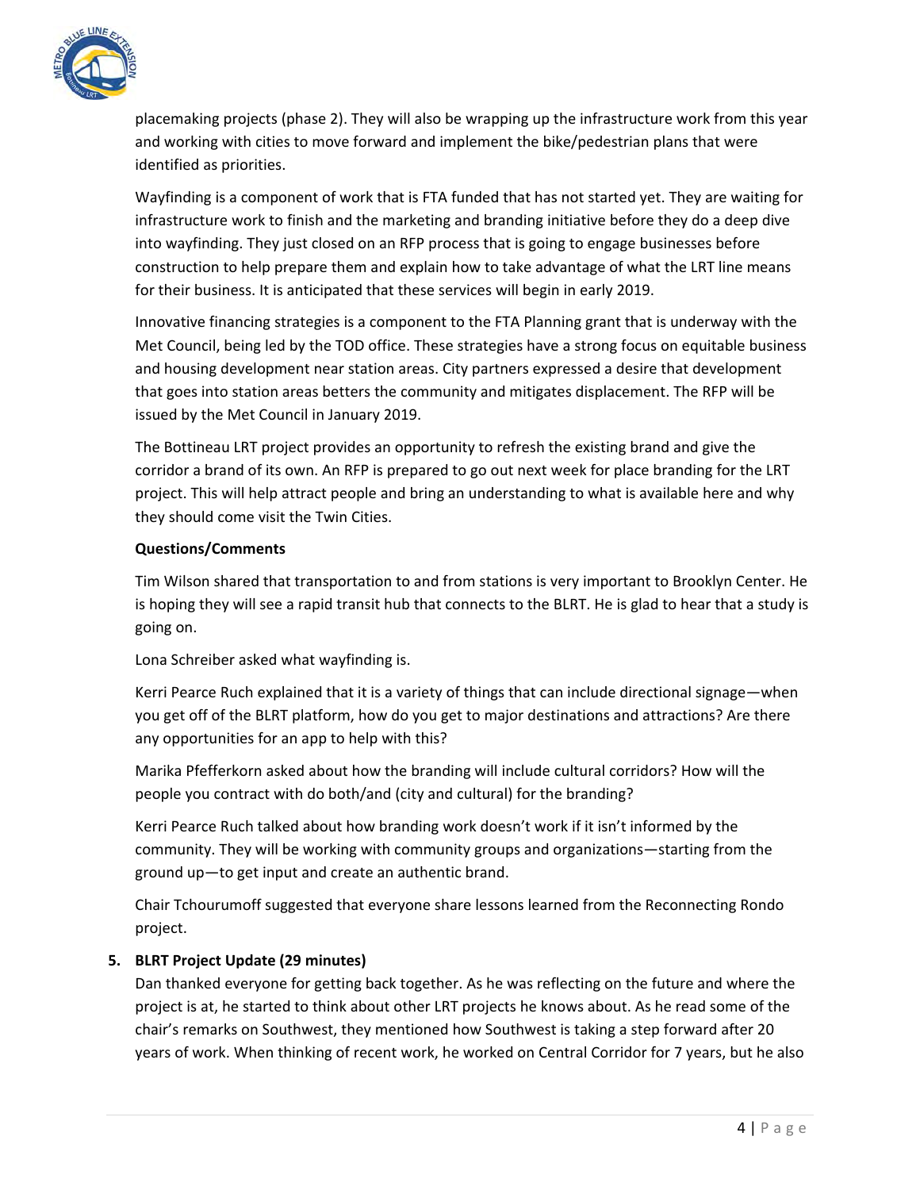placemaking projects (phase 2). They will also be wrapping up the infrastructure work from this year and working with cities to move forward and implement the bike/pedestrian plans that were identified as priorities.

Wayfinding is a component of work that is FTA funded that has not started yet. They are waiting for infrastructure work to finish and the marketing and branding initiative before they do a deep dive into wayfinding. They just closed on an RFP process that is going to engage businesses before construction to help prepare them and explain how to take advantage of what the LRT line means for their business. It is anticipated that these services will begin in early 2019.

Innovative financing strategies is a component to the FTA Planning grant that is underway with the Met Council, being led by the TOD office. These strategies have a strong focus on equitable business and housing development near station areas. City partners expressed a desire that development that goes into station areas betters the community and mitigates displacement. The RFP will be issued by the Met Council in January 2019.

The Bottineau LRT project provides an opportunity to refresh the existing brand and give the corridor a brand of its own. An RFP is prepared to go out next week for place branding for the LRT project. This will help attract people and bring an understanding to what is available here and why they should come visit the Twin Cities.

**Questions/Comments**

Tim Wilson shared that transportation to and from stations is very important to Brooklyn Center. He is hoping they will see a rapid transit hub that connects to the BLRT. He is glad to hear that a study is going on.

Lona Schreiber asked what wayfinding is.

Kerri Pearce Ruch explained that it is a variety of things that can include directional signage—when you get off of the BLRT platform, how do you get to major destinations and attractions? Are there any opportunities for an app to help with this?

Marika Pfefferkorn asked about how the branding will include cultural corridors? How will the people you contract with do both/and (city and cultural) for the branding?

Kerri Pearce Ruch talked about how branding work doesn't work if it isn't informed by the community. They will be working with community groups and organizations—starting from the ground up—to get input and create an authentic brand.

Chair Tchourumoff suggested that everyone share lessons learned from the Reconnecting Rondo project.

**5. BLRT Project Update (29 minutes)**

Dan thanked everyone for getting back together. As he was reflecting on the future and where the project is at, he started to think about other LRT projects he knows about. As he read some of the chair's remarks on Southwest, they mentioned how Southwest is taking a step forward after 20 years of work. When thinking of recent work, he worked on Central Corridor for 7 years, but he also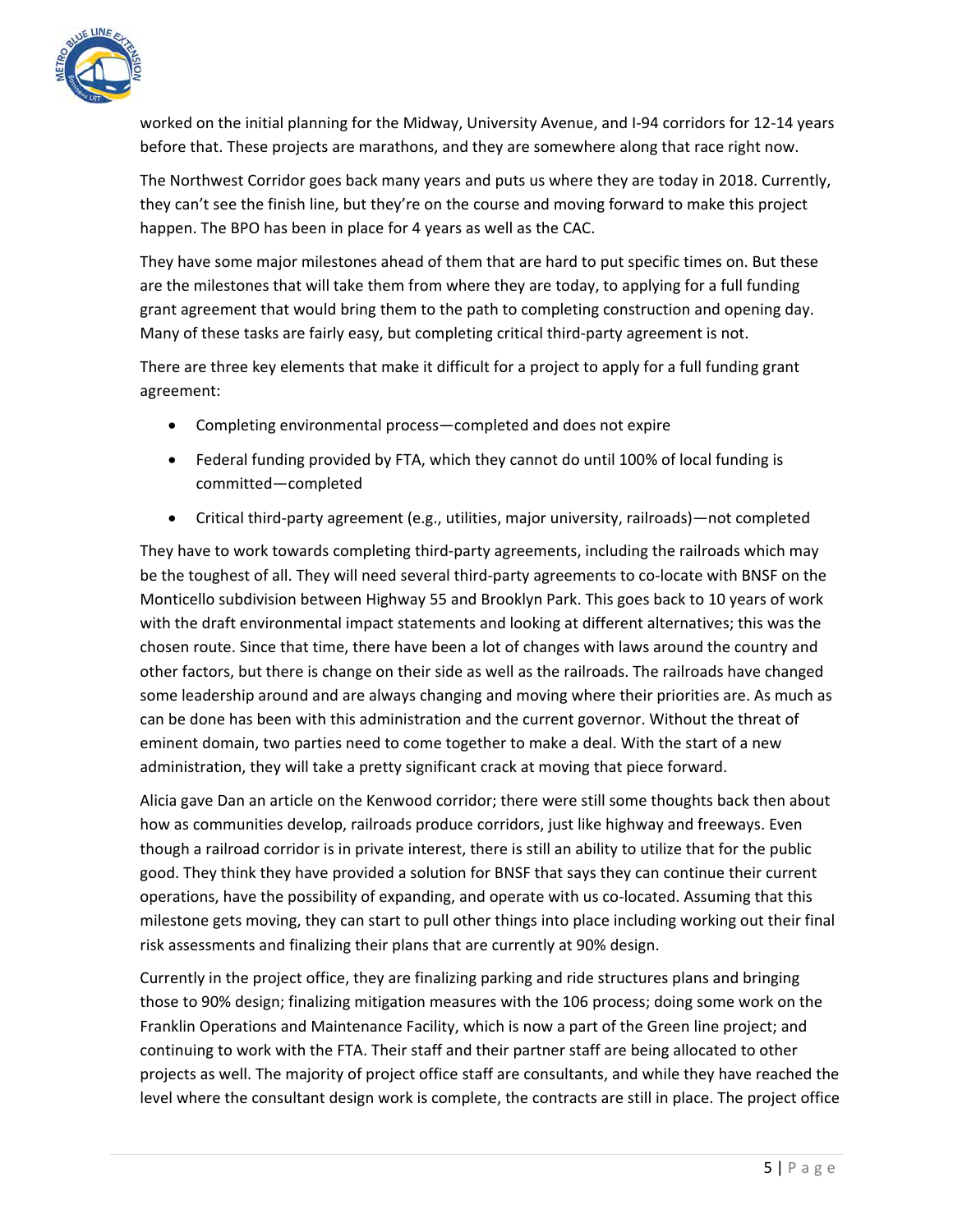worked on the initial planning for the Midway, University Avenue, and I-94 corridors for 12-14 years before that. These projects are marathons, and they are somewhere along that race right now.

The Northwest Corridor goes back many years and puts us where they are today in 2018. Currently, they can't see the finish line, but they're on the course and moving forward to make this project happen. The BPO has been in place for 4 years as well as the CAC.

They have some major milestones ahead of them that are hard to put specific times on. But these are the milestones that will take them from where they are today, to applying for a full funding grant agreement that would bring them to the path to completing construction and opening day. Many of these tasks are fairly easy, but completing critical third-party agreement is not.

There are three key elements that make it difficult for a project to apply for a full funding grant agreement:

- Completing environmental process—completed and does not expire
- Federal funding provided by FTA, which they cannot do until 100% of local funding is committed—completed
- Critical third-party agreement (e.g., utilities, major university, railroads)—not completed

They have to work towards completing third-party agreements, including the railroads which may be the toughest of all. They will need several third-party agreements to co-locate with BNSF on the Monticello subdivision between Highway 55 and Brooklyn Park. This goes back to 10 years of work with the draft environmental impact statements and looking at different alternatives; this was the chosen route. Since that time, there have been a lot of changes with laws around the country and other factors, but there is change on their side as well as the railroads. The railroads have changed some leadership around and are always changing and moving where their priorities are. As much as can be done has been with this administration and the current governor. Without the threat of eminent domain, two parties need to come together to make a deal. With the start of a new administration, they will take a pretty significant crack at moving that piece forward.

Alicia gave Dan an article on the Kenwood corridor; there were still some thoughts back then about how as communities develop, railroads produce corridors, just like highway and freeways. Even though a railroad corridor is in private interest, there is still an ability to utilize that for the public good. They think they have provided a solution for BNSF that says they can continue their current operations, have the possibility of expanding, and operate with us co-located. Assuming that this milestone gets moving, they can start to pull other things into place including working out their final risk assessments and finalizing their plans that are currently at 90% design.

Currently in the project office, they are finalizing parking and ride structures plans and bringing those to 90% design; finalizing mitigation measures with the 106 process; doing some work on the Franklin Operations and Maintenance Facility, which is now a part of the Green line project; and continuing to work with the FTA. Their staff and their partner staff are being allocated to other projects as well. The majority of project office staff are consultants, and while they have reached the level where the consultant design work is complete, the contracts are still in place. The project office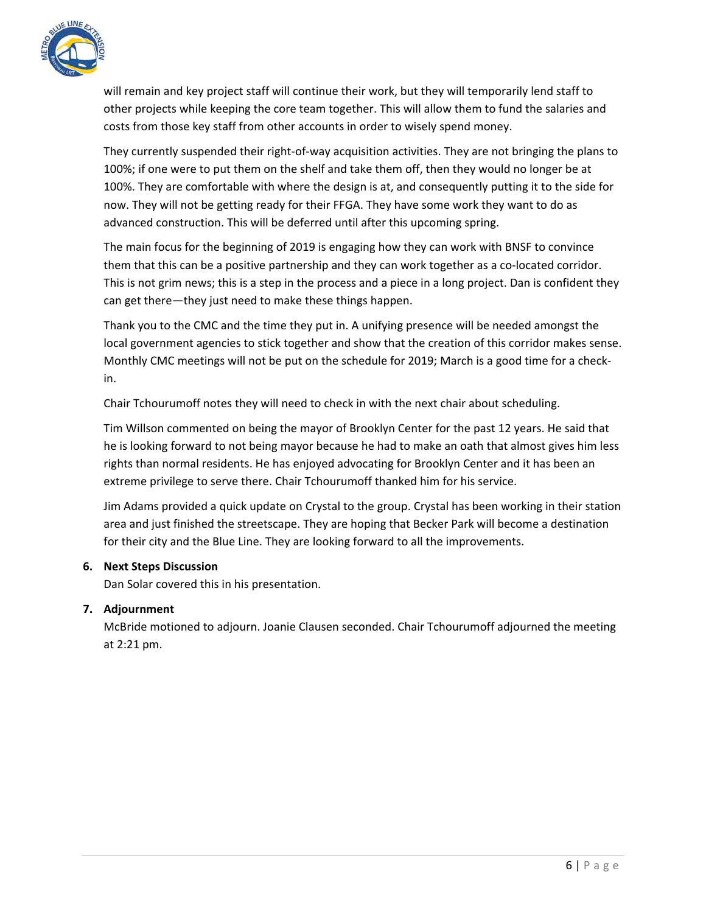will remain and key project staff will continue their work, but they will temporarily lend staff to other projects while keeping the core team together. This will allow them to fund the salaries and costs from those key staff from other accounts in order to wisely spend money.

They currently suspended their right-of-way acquisition activities. They are not bringing the plans to 100%; if one were to put them on the shelf and take them off, then they would no longer be at 100%. They are comfortable with where the design is at, and consequently putting it to the side for now. They will not be getting ready for their FFGA. They have some work they want to do as advanced construction. This will be deferred until after this upcoming spring.

The main focus for the beginning of 2019 is engaging how they can work with BNSF to convince them that this can be a positive partnership and they can work together as a co-located corridor. This is not grim news; this is a step in the process and a piece in a long project. Dan is confident they can get there—they just need to make these things happen.

Thank you to the CMC and the time they put in. A unifying presence will be needed amongst the local government agencies to stick together and show that the creation of this corridor makes sense. Monthly CMC meetings will not be put on the schedule for 2019; March is a good time for a check-in.

Chair Tchourumoff notes they will need to check in with the next chair about scheduling.

Tim Willson commented on being the mayor of Brooklyn Center for the past 12 years. He said that he is looking forward to not being mayor because he had to make an oath that almost gives him less rights than normal residents. He has enjoyed advocating for Brooklyn Center and it has been an extreme privilege to serve there. Chair Tchourumoff thanked him for his service.

Jim Adams provided a quick update on Crystal to the group. Crystal has been working in their station area and just finished the streetscape. They are hoping that Becker Park will become a destination for their city and the Blue Line. They are looking forward to all the improvements.

6. **Next Steps Discussion**

   Dan Solar covered this in his presentation.

7. **Adjournment**

   McBride motioned to adjourn. Joanie Clausen seconded. Chair Tchourumoff adjourned the meeting at 2:21 pm.